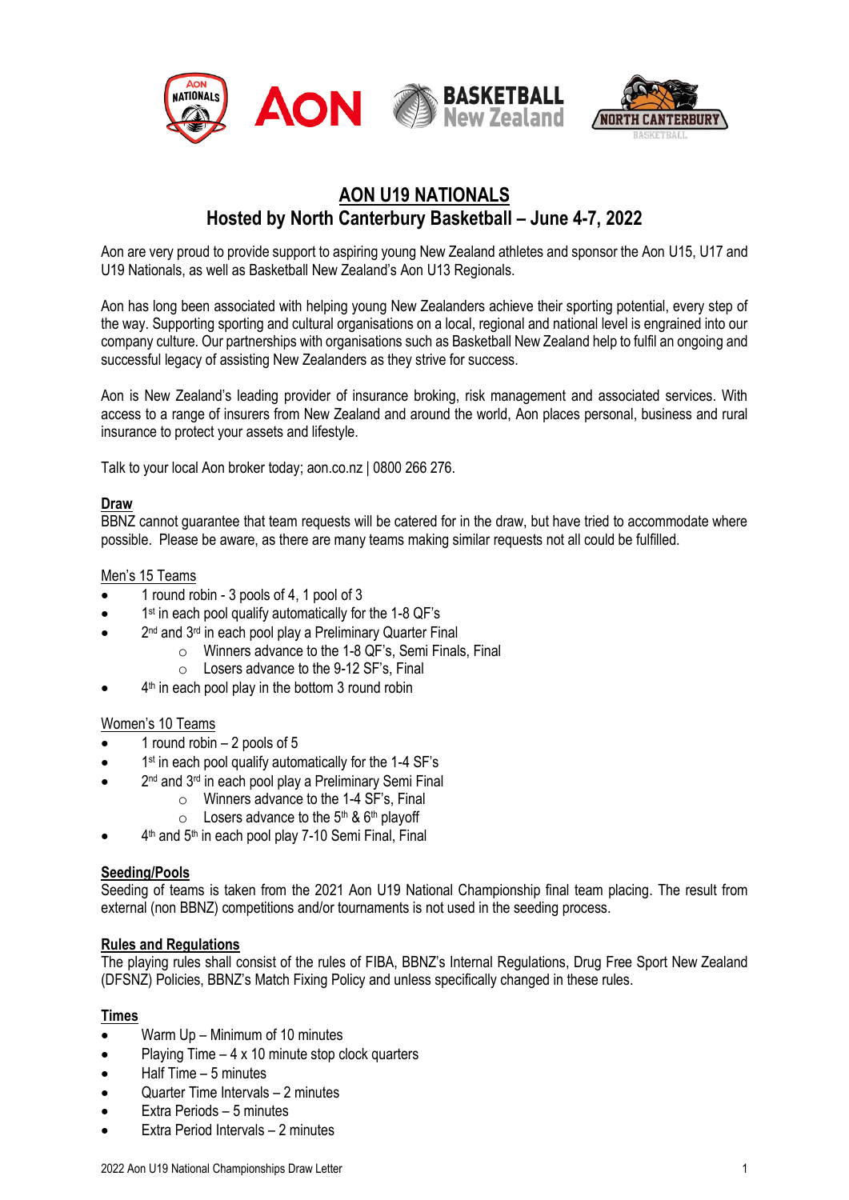# AON U19 NATIONALS

## Hosted by North Canterbury Basketball – June 4-7, 2022

Aon are very proud to provide support to aspiring young New Zealand athletes and sponsor the Aon U15, U17 and U19 Nationals, as well as Basketball New Zealand's Aon U13 Regionals.

Aon has long been associated with helping young New Zealanders achieve their sporting potential, every step of the way. Supporting sporting and cultural organisations on a local, regional and national level is engrained into our company culture. Our partnerships with organisations such as Basketball New Zealand help to fulfil an ongoing and successful legacy of assisting New Zealanders as they strive for success.

Aon is New Zealand's leading provider of insurance broking, risk management and associated services. With access to a range of insurers from New Zealand and around the world, Aon places personal, business and rural insurance to protect your assets and lifestyle.

Talk to your local Aon broker today; aon.co.nz | 0800 266 276.

### Draw

BBNZ cannot guarantee that team requests will be catered for in the draw, but have tried to accommodate where possible. Please be aware, as there are many teams making similar requests not all could be fulfilled.

Men's 15 Teams

- 1 round robin - 3 pools of 4, 1 pool of 3
- 1st in each pool qualify automatically for the 1-8 QF's
- 2nd and 3rd in each pool play a Preliminary Quarter Final
  - Winners advance to the 1-8 QF's, Semi Finals, Final
  - Losers advance to the 9-12 SF's, Final
- 4th in each pool play in the bottom 3 round robin

Women's 10 Teams

- 1 round robin – 2 pools of 5
- 1st in each pool qualify automatically for the 1-4 SF's
- 2nd and 3rd in each pool play a Preliminary Semi Final
  - Winners advance to the 1-4 SF's, Final
  - Losers advance to the 5th & 6th playoff
- 4th and 5th in each pool play 7-10 Semi Final, Final

### Seeding/Pools

Seeding of teams is taken from the 2021 Aon U19 National Championship final team placing. The result from external (non BBNZ) competitions and/or tournaments is not used in the seeding process.

### Rules and Regulations

The playing rules shall consist of the rules of FIBA, BBNZ's Internal Regulations, Drug Free Sport New Zealand (DFSNZ) Policies, BBNZ's Match Fixing Policy and unless specifically changed in these rules.

### Times

- Warm Up – Minimum of 10 minutes
- Playing Time – 4 x 10 minute stop clock quarters
- Half Time – 5 minutes
- Quarter Time Intervals – 2 minutes
- Extra Periods – 5 minutes
- Extra Period Intervals – 2 minutes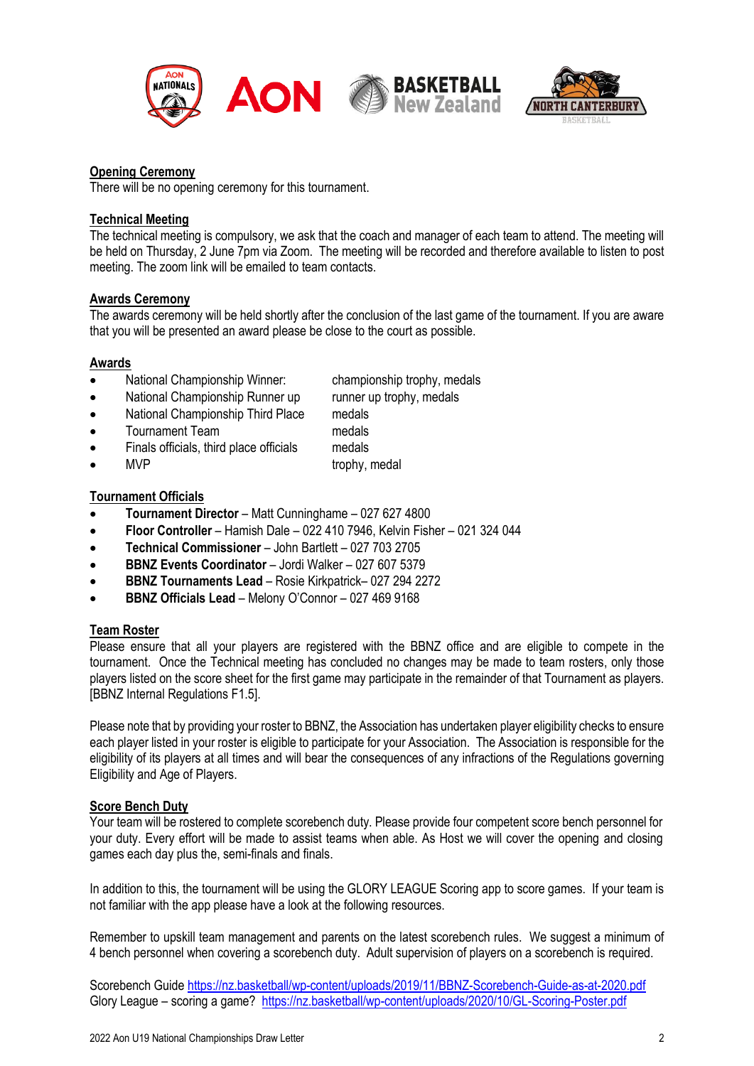## Opening Ceremony

There will be no opening ceremony for this tournament.

## Technical Meeting

The technical meeting is compulsory, we ask that the coach and manager of each team to attend. The meeting will be held on Thursday, 2 June 7pm via Zoom. The meeting will be recorded and therefore available to listen to post meeting. The zoom link will be emailed to team contacts.

## Awards Ceremony

The awards ceremony will be held shortly after the conclusion of the last game of the tournament. If you are aware that you will be presented an award please be close to the court as possible.

## Awards

| | |
|---|---|
| National Championship Winner: | championship trophy, medals |
| National Championship Runner up | runner up trophy, medals |
| National Championship Third Place | medals |
| Tournament Team | medals |
| Finals officials, third place officials | medals |
| MVP | trophy, medal |

## Tournament Officials

- **Tournament Director** – Matt Cunninghame – 027 627 4800
- **Floor Controller** – Hamish Dale – 022 410 7946, Kelvin Fisher – 021 324 044
- **Technical Commissioner** – John Bartlett – 027 703 2705
- **BBNZ Events Coordinator** – Jordi Walker – 027 607 5379
- **BBNZ Tournaments Lead** – Rosie Kirkpatrick– 027 294 2272
- **BBNZ Officials Lead** – Melony O'Connor – 027 469 9168

## Team Roster

Please ensure that all your players are registered with the BBNZ office and are eligible to compete in the tournament. Once the Technical meeting has concluded no changes may be made to team rosters, only those players listed on the score sheet for the first game may participate in the remainder of that Tournament as players. [BBNZ Internal Regulations F1.5].

Please note that by providing your roster to BBNZ, the Association has undertaken player eligibility checks to ensure each player listed in your roster is eligible to participate for your Association. The Association is responsible for the eligibility of its players at all times and will bear the consequences of any infractions of the Regulations governing Eligibility and Age of Players.

## Score Bench Duty

Your team will be rostered to complete scorebench duty. Please provide four competent score bench personnel for your duty. Every effort will be made to assist teams when able. As Host we will cover the opening and closing games each day plus the, semi-finals and finals.

In addition to this, the tournament will be using the GLORY LEAGUE Scoring app to score games. If your team is not familiar with the app please have a look at the following resources.

Remember to upskill team management and parents on the latest scorebench rules. We suggest a minimum of 4 bench personnel when covering a scorebench duty. Adult supervision of players on a scorebench is required.

Scorebench Guide https://nz.basketball/wp-content/uploads/2019/11/BBNZ-Scorebench-Guide-as-at-2020.pdf
Glory League – scoring a game? https://nz.basketball/wp-content/uploads/2020/10/GL-Scoring-Poster.pdf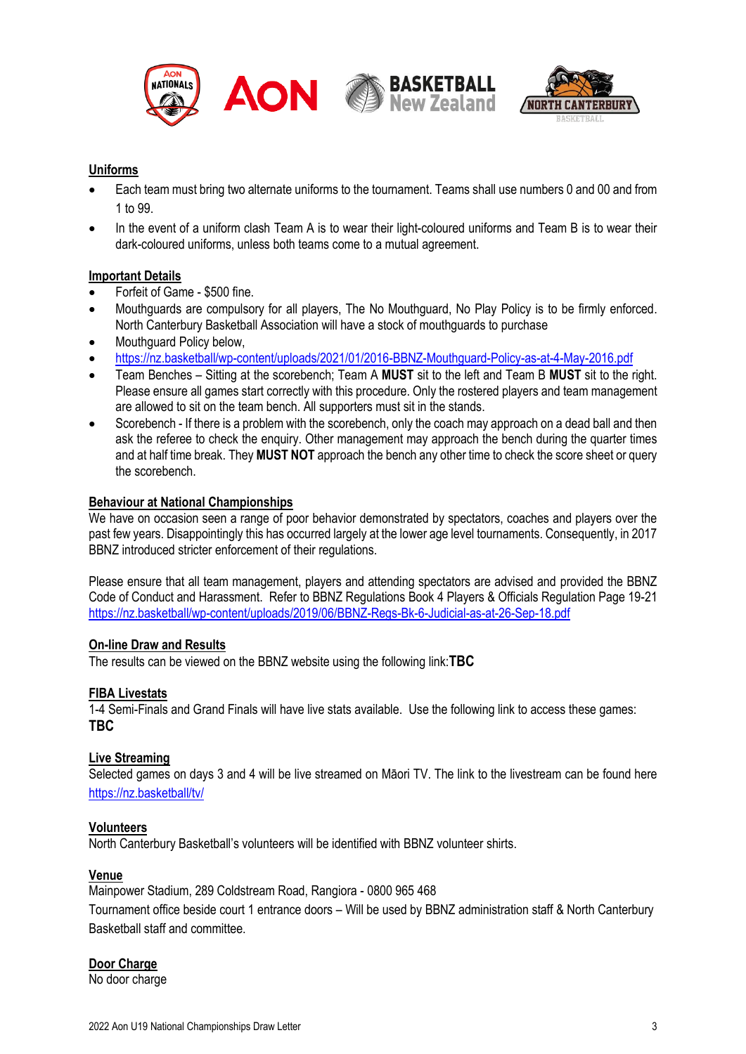## Uniforms

- Each team must bring two alternate uniforms to the tournament. Teams shall use numbers 0 and 00 and from 1 to 99.
- In the event of a uniform clash Team A is to wear their light-coloured uniforms and Team B is to wear their dark-coloured uniforms, unless both teams come to a mutual agreement.

## Important Details

- Forfeit of Game - $500 fine.
- Mouthguards are compulsory for all players, The No Mouthguard, No Play Policy is to be firmly enforced. North Canterbury Basketball Association will have a stock of mouthguards to purchase
- Mouthguard Policy below,
- https://nz.basketball/wp-content/uploads/2021/01/2016-BBNZ-Mouthguard-Policy-as-at-4-May-2016.pdf
- Team Benches – Sitting at the scorebench; Team A **MUST** sit to the left and Team B **MUST** sit to the right. Please ensure all games start correctly with this procedure. Only the rostered players and team management are allowed to sit on the team bench. All supporters must sit in the stands.
- Scorebench - If there is a problem with the scorebench, only the coach may approach on a dead ball and then ask the referee to check the enquiry. Other management may approach the bench during the quarter times and at half time break. They **MUST NOT** approach the bench any other time to check the score sheet or query the scorebench.

## Behaviour at National Championships

We have on occasion seen a range of poor behavior demonstrated by spectators, coaches and players over the past few years. Disappointingly this has occurred largely at the lower age level tournaments. Consequently, in 2017 BBNZ introduced stricter enforcement of their regulations.

Please ensure that all team management, players and attending spectators are advised and provided the BBNZ Code of Conduct and Harassment. Refer to BBNZ Regulations Book 4 Players & Officials Regulation Page 19-21 https://nz.basketball/wp-content/uploads/2019/06/BBNZ-Regs-Bk-6-Judicial-as-at-26-Sep-18.pdf

## On-line Draw and Results

The results can be viewed on the BBNZ website using the following link:**TBC**

## FIBA Livestats

1-4 Semi-Finals and Grand Finals will have live stats available. Use the following link to access these games: **TBC**

## Live Streaming

Selected games on days 3 and 4 will be live streamed on Māori TV. The link to the livestream can be found here https://nz.basketball/tv/

## Volunteers

North Canterbury Basketball's volunteers will be identified with BBNZ volunteer shirts.

## Venue

Mainpower Stadium, 289 Coldstream Road, Rangiora - 0800 965 468

Tournament office beside court 1 entrance doors – Will be used by BBNZ administration staff & North Canterbury Basketball staff and committee.

## Door Charge

No door charge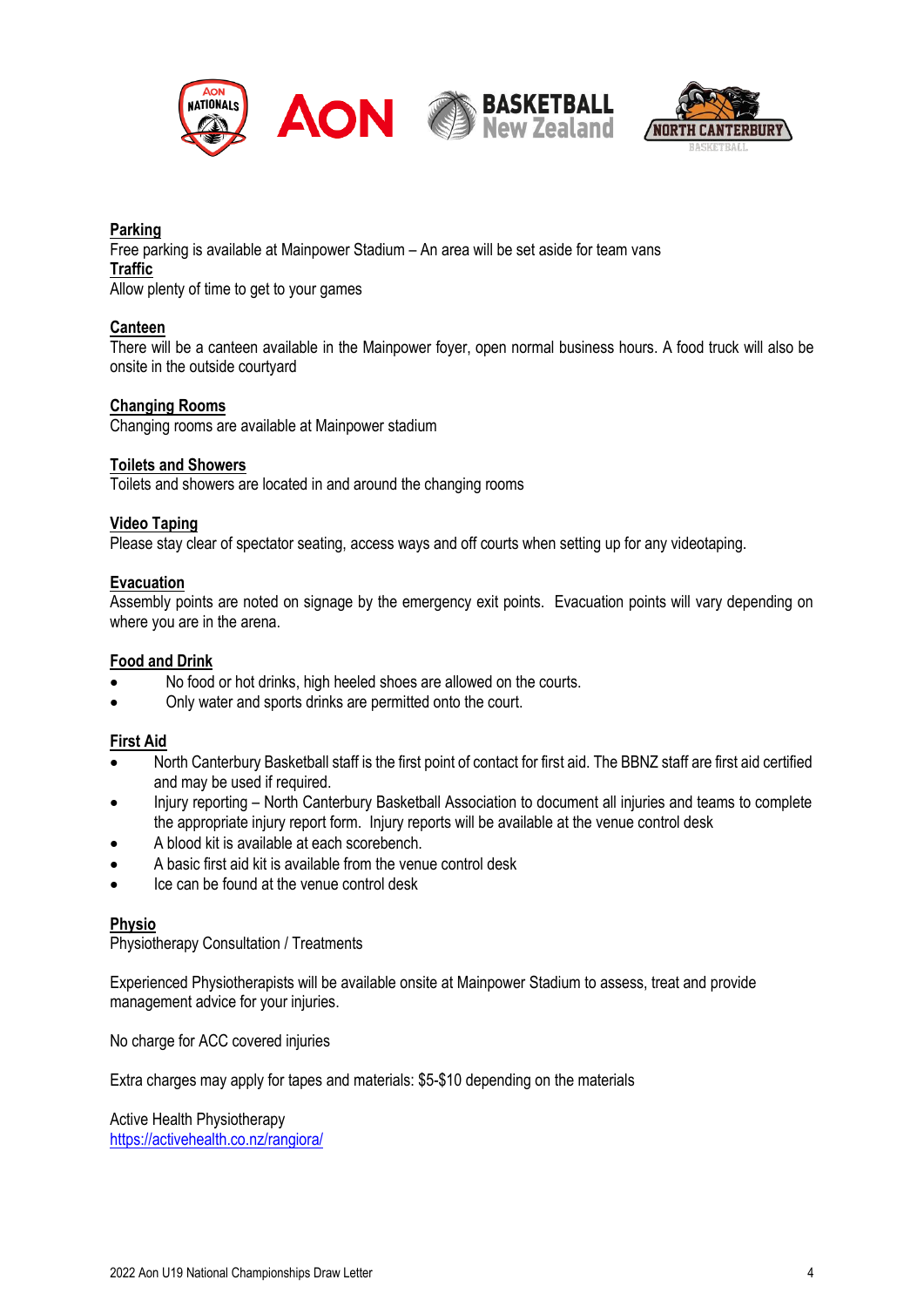**Parking**
Free parking is available at Mainpower Stadium – An area will be set aside for team vans
**Traffic**
Allow plenty of time to get to your games

**Canteen**
There will be a canteen available in the Mainpower foyer, open normal business hours. A food truck will also be onsite in the outside courtyard

**Changing Rooms**
Changing rooms are available at Mainpower stadium

**Toilets and Showers**
Toilets and showers are located in and around the changing rooms

**Video Taping**
Please stay clear of spectator seating, access ways and off courts when setting up for any videotaping.

**Evacuation**
Assembly points are noted on signage by the emergency exit points. Evacuation points will vary depending on where you are in the arena.

**Food and Drink**

- No food or hot drinks, high heeled shoes are allowed on the courts.
- Only water and sports drinks are permitted onto the court.

**First Aid**

- North Canterbury Basketball staff is the first point of contact for first aid. The BBNZ staff are first aid certified and may be used if required.
- Injury reporting – North Canterbury Basketball Association to document all injuries and teams to complete the appropriate injury report form. Injury reports will be available at the venue control desk
- A blood kit is available at each scorebench.
- A basic first aid kit is available from the venue control desk
- Ice can be found at the venue control desk

**Physio**
Physiotherapy Consultation / Treatments

Experienced Physiotherapists will be available onsite at Mainpower Stadium to assess, treat and provide management advice for your injuries.

No charge for ACC covered injuries

Extra charges may apply for tapes and materials: $5-$10 depending on the materials

Active Health Physiotherapy
https://activehealth.co.nz/rangiora/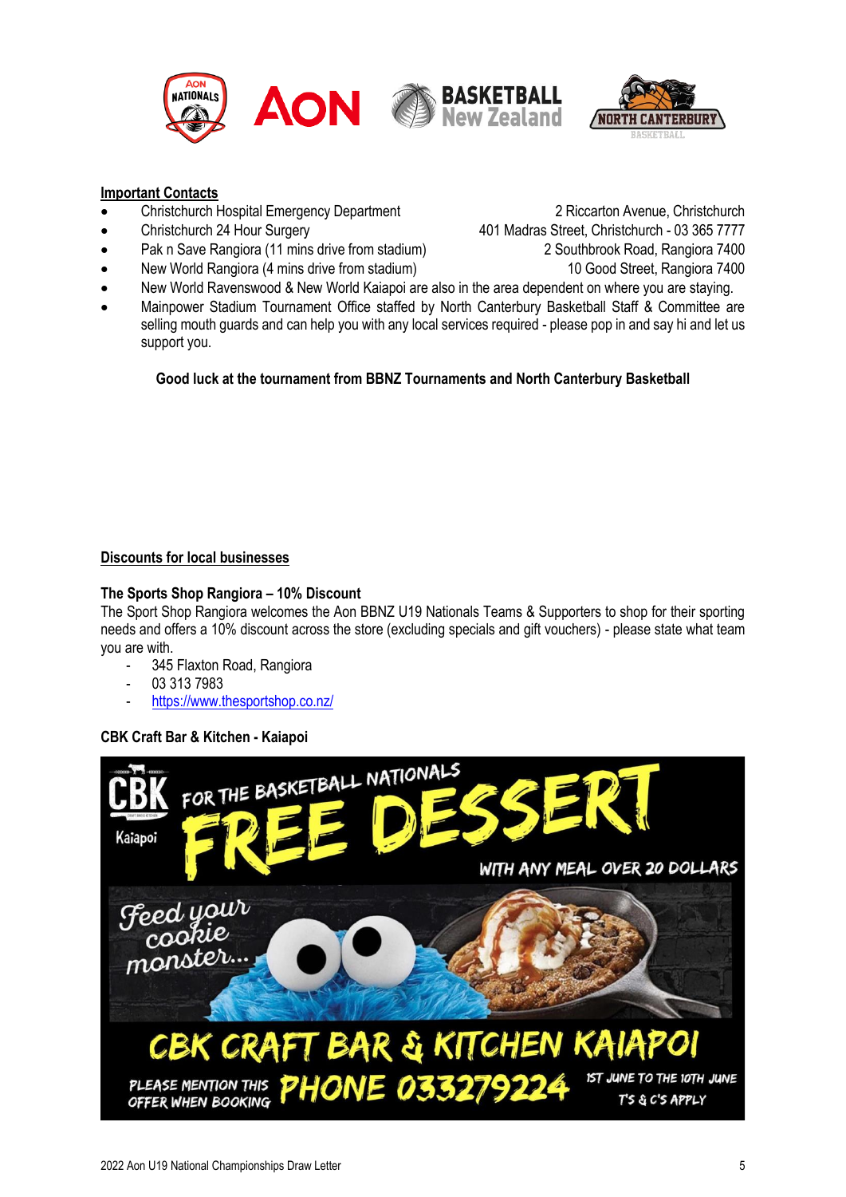## Important Contacts

- Christchurch Hospital Emergency Department — 2 Riccarton Avenue, Christchurch
- Christchurch 24 Hour Surgery — 401 Madras Street, Christchurch - 03 365 7777
- Pak n Save Rangiora (11 mins drive from stadium) — 2 Southbrook Road, Rangiora 7400
- New World Rangiora (4 mins drive from stadium) — 10 Good Street, Rangiora 7400
- New World Ravenswood & New World Kaiapoi are also in the area dependent on where you are staying.
- Mainpower Stadium Tournament Office staffed by North Canterbury Basketball Staff & Committee are selling mouth guards and can help you with any local services required - please pop in and say hi and let us support you.

**Good luck at the tournament from BBNZ Tournaments and North Canterbury Basketball**

## Discounts for local businesses

**The Sports Shop Rangiora – 10% Discount**

The Sport Shop Rangiora welcomes the Aon BBNZ U19 Nationals Teams & Supporters to shop for their sporting needs and offers a 10% discount across the store (excluding specials and gift vouchers) - please state what team you are with.

- 345 Flaxton Road, Rangiora
- 03 313 7983
- https://www.thesportshop.co.nz/

**CBK Craft Bar & Kitchen - Kaiapoi**

CBK Kaiapoi

FOR THE BASKETBALL NATIONALS FREE DESSERT WITH ANY MEAL OVER 20 DOLLARS

Feed your cookie monster...

CBK CRAFT BAR & KITCHEN KAIAPOI

PLEASE MENTION THIS OFFER WHEN BOOKING PHONE 033279224 1ST JUNE TO THE 10TH JUNE T'S & C'S APPLY